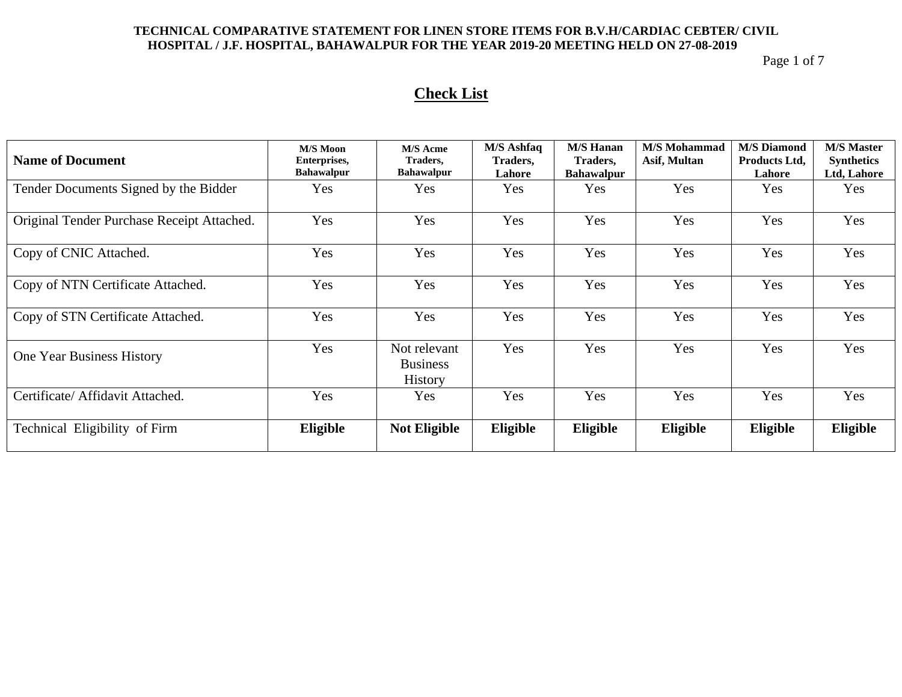**TECHNICAL COMPARATIVE STATEMENT FOR LINEN STORE ITEMS FOR B.V.H/CARDIAC CEBTER/ CIVIL HOSPITAL / J.F. HOSPITAL, BAHAWALPUR FOR THE YEAR 2019-20 MEETING HELD ON 27-08-2019**

## Check List

| Name of Document | M/S Moon Enterprises, Bahawalpur | M/S Acme Traders, Bahawalpur | M/S Ashfaq Traders, Lahore | M/S Hanan Traders, Bahawalpur | M/S Mohammad Asif, Multan | M/S Diamond Products Ltd, Lahore | M/S Master Synthetics Ltd, Lahore |
|---|---|---|---|---|---|---|---|
| Tender Documents Signed by the Bidder | Yes | Yes | Yes | Yes | Yes | Yes | Yes |
| Original Tender Purchase Receipt Attached. | Yes | Yes | Yes | Yes | Yes | Yes | Yes |
| Copy of CNIC Attached. | Yes | Yes | Yes | Yes | Yes | Yes | Yes |
| Copy of NTN Certificate Attached. | Yes | Yes | Yes | Yes | Yes | Yes | Yes |
| Copy of STN Certificate Attached. | Yes | Yes | Yes | Yes | Yes | Yes | Yes |
| One Year Business History | Yes | Not relevant Business History | Yes | Yes | Yes | Yes | Yes |
| Certificate/ Affidavit Attached. | Yes | Yes | Yes | Yes | Yes | Yes | Yes |
| Technical Eligibility of Firm | **Eligible** | **Not Eligible** | **Eligible** | **Eligible** | **Eligible** | **Eligible** | **Eligible** |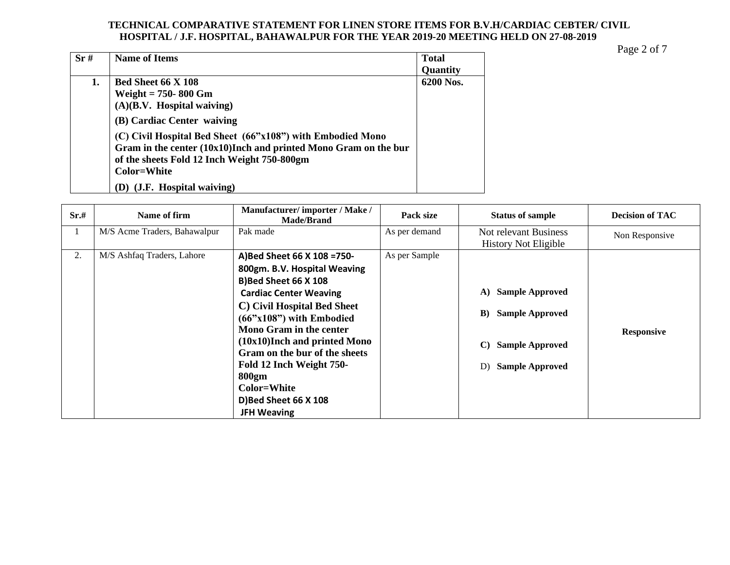**TECHNICAL COMPARATIVE STATEMENT FOR LINEN STORE ITEMS FOR B.V.H/CARDIAC CEBTER/ CIVIL HOSPITAL / J.F. HOSPITAL, BAHAWALPUR FOR THE YEAR 2019-20 MEETING HELD ON 27-08-2019**

| Sr # | Name of Items | Total Quantity |
|---|---|---|
| **1.** | **Bed Sheet 66 X 108**<br>**Weight = 750- 800 Gm**<br>**(A)(B.V. Hospital waiving)**<br>**(B) Cardiac Center waiving**<br>**(C) Civil Hospital Bed Sheet (66"x108") with Embodied Mono Gram in the center (10x10)Inch and printed Mono Gram on the bur of the sheets Fold 12 Inch Weight 750-800gm**<br>**Color=White**<br>**(D) (J.F. Hospital waiving)** | **6200 Nos.** |

| Sr.# | Name of firm | Manufacturer/ importer / Make / Made/Brand | Pack size | Status of sample | Decision of TAC |
|---|---|---|---|---|---|
| 1 | M/S Acme Traders, Bahawalpur | Pak made | As per demand | Not relevant Business History Not Eligible | Non Responsive |
| 2. | M/S Ashfaq Traders, Lahore | **A)Bed Sheet 66 X 108 =750-800gm. B.V. Hospital Weaving**<br>**B)Bed Sheet 66 X 108 Cardiac Center Weaving**<br>**C) Civil Hospital Bed Sheet (66"x108") with Embodied Mono Gram in the center (10x10)Inch and printed Mono Gram on the bur of the sheets Fold 12 Inch Weight 750-800gm**<br>**Color=White**<br>**D)Bed Sheet 66 X 108 JFH Weaving** | As per Sample | **A) Sample Approved**<br>**B) Sample Approved**<br>**C) Sample Approved**<br>D) **Sample Approved** | **Responsive** |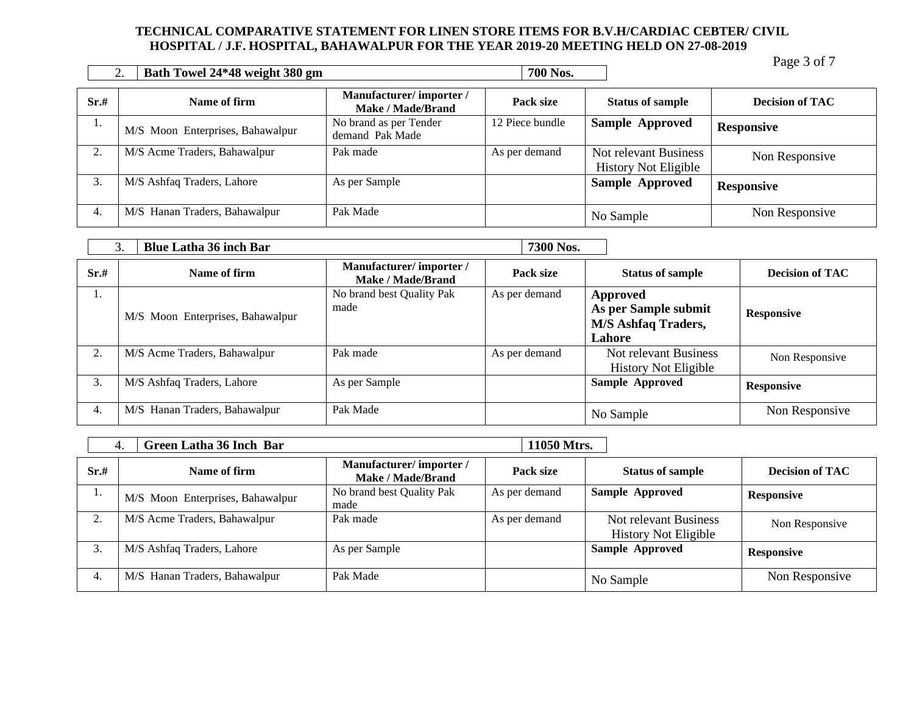**TECHNICAL COMPARATIVE STATEMENT FOR LINEN STORE ITEMS FOR B.V.H/CARDIAC CEBTER/ CIVIL HOSPITAL / J.F. HOSPITAL, BAHAWALPUR FOR THE YEAR 2019-20 MEETING HELD ON 27-08-2019**

| 2. | **Bath Towel 24*48 weight 380 gm** | **700 Nos.** |
|---|---|---|

| Sr.# | Name of firm | Manufacturer/ importer / Make / Made/Brand | Pack size | Status of sample | Decision of TAC |
|---|---|---|---|---|---|
| 1. | M/S Moon Enterprises, Bahawalpur | No brand as per Tender demand Pak Made | 12 Piece bundle | **Sample Approved** | **Responsive** |
| 2. | M/S Acme Traders, Bahawalpur | Pak made | As per demand | Not relevant Business History Not Eligible | Non Responsive |
| 3. | M/S Ashfaq Traders, Lahore | As per Sample | | **Sample Approved** | **Responsive** |
| 4. | M/S Hanan Traders, Bahawalpur | Pak Made | | No Sample | Non Responsive |

| 3. | **Blue Latha 36 inch Bar** | **7300 Nos.** |
|---|---|---|

| Sr.# | Name of firm | Manufacturer/ importer / Make / Made/Brand | Pack size | Status of sample | Decision of TAC |
|---|---|---|---|---|---|
| 1. | M/S Moon Enterprises, Bahawalpur | No brand best Quality Pak made | As per demand | **Approved As per Sample submit M/S Ashfaq Traders, Lahore** | **Responsive** |
| 2. | M/S Acme Traders, Bahawalpur | Pak made | As per demand | Not relevant Business History Not Eligible | Non Responsive |
| 3. | M/S Ashfaq Traders, Lahore | As per Sample | | **Sample Approved** | **Responsive** |
| 4. | M/S Hanan Traders, Bahawalpur | Pak Made | | No Sample | Non Responsive |

| 4. | **Green Latha 36 Inch Bar** | **11050 Mtrs.** |
|---|---|---|

| Sr.# | Name of firm | Manufacturer/ importer / Make / Made/Brand | Pack size | Status of sample | Decision of TAC |
|---|---|---|---|---|---|
| 1. | M/S Moon Enterprises, Bahawalpur | No brand best Quality Pak made | As per demand | **Sample Approved** | **Responsive** |
| 2. | M/S Acme Traders, Bahawalpur | Pak made | As per demand | Not relevant Business History Not Eligible | Non Responsive |
| 3. | M/S Ashfaq Traders, Lahore | As per Sample | | **Sample Approved** | **Responsive** |
| 4. | M/S Hanan Traders, Bahawalpur | Pak Made | | No Sample | Non Responsive |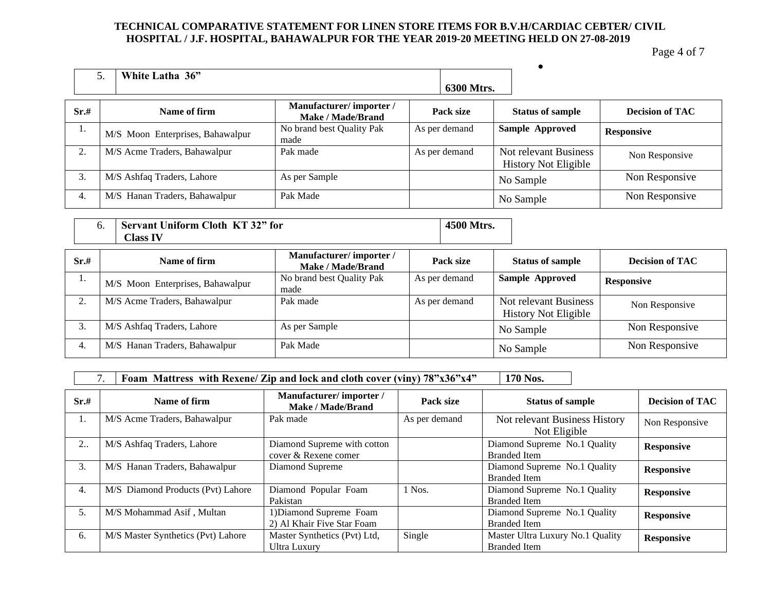| 5. | **White Latha 36”** | **6300 Mtrs.** |
|---|---|---|

| Sr.# | Name of firm | Manufacturer/ importer / Make / Made/Brand | Pack size | Status of sample | Decision of TAC |
|---|---|---|---|---|---|
| 1. | M/S Moon Enterprises, Bahawalpur | No brand best Quality Pak made | As per demand | **Sample Approved** | **Responsive** |
| 2. | M/S Acme Traders, Bahawalpur | Pak made | As per demand | Not relevant Business History Not Eligible | Non Responsive |
| 3. | M/S Ashfaq Traders, Lahore | As per Sample | | No Sample | Non Responsive |
| 4. | M/S Hanan Traders, Bahawalpur | Pak Made | | No Sample | Non Responsive |

| 6. | **Servant Uniform Cloth KT 32” for Class IV** | **4500 Mtrs.** |
|---|---|---|

| Sr.# | Name of firm | Manufacturer/ importer / Make / Made/Brand | Pack size | Status of sample | Decision of TAC |
|---|---|---|---|---|---|
| 1. | M/S Moon Enterprises, Bahawalpur | No brand best Quality Pak made | As per demand | **Sample Approved** | **Responsive** |
| 2. | M/S Acme Traders, Bahawalpur | Pak made | As per demand | Not relevant Business History Not Eligible | Non Responsive |
| 3. | M/S Ashfaq Traders, Lahore | As per Sample | | No Sample | Non Responsive |
| 4. | M/S Hanan Traders, Bahawalpur | Pak Made | | No Sample | Non Responsive |

| 7. | **Foam Mattress with Rexene/ Zip and lock and cloth cover (viny) 78”x36”x4”** | **170 Nos.** |
|---|---|---|

| Sr.# | Name of firm | Manufacturer/ importer / Make / Made/Brand | Pack size | Status of sample | Decision of TAC |
|---|---|---|---|---|---|
| 1. | M/S Acme Traders, Bahawalpur | Pak made | As per demand | Not relevant Business History Not Eligible | Non Responsive |
| 2.. | M/S Ashfaq Traders, Lahore | Diamond Supreme with cotton cover & Rexene comer | | Diamond Supreme No.1 Quality Branded Item | **Responsive** |
| 3. | M/S Hanan Traders, Bahawalpur | Diamond Supreme | | Diamond Supreme No.1 Quality Branded Item | **Responsive** |
| 4. | M/S Diamond Products (Pvt) Lahore | Diamond Popular Foam Pakistan | 1 Nos. | Diamond Supreme No.1 Quality Branded Item | **Responsive** |
| 5. | M/S Mohammad Asif , Multan | 1)Diamond Supreme Foam 2) Al Khair Five Star Foam | | Diamond Supreme No.1 Quality Branded Item | **Responsive** |
| 6. | M/S Master Synthetics (Pvt) Lahore | Master Synthetics (Pvt) Ltd, Ultra Luxury | Single | Master Ultra Luxury No.1 Quality Branded Item | **Responsive** |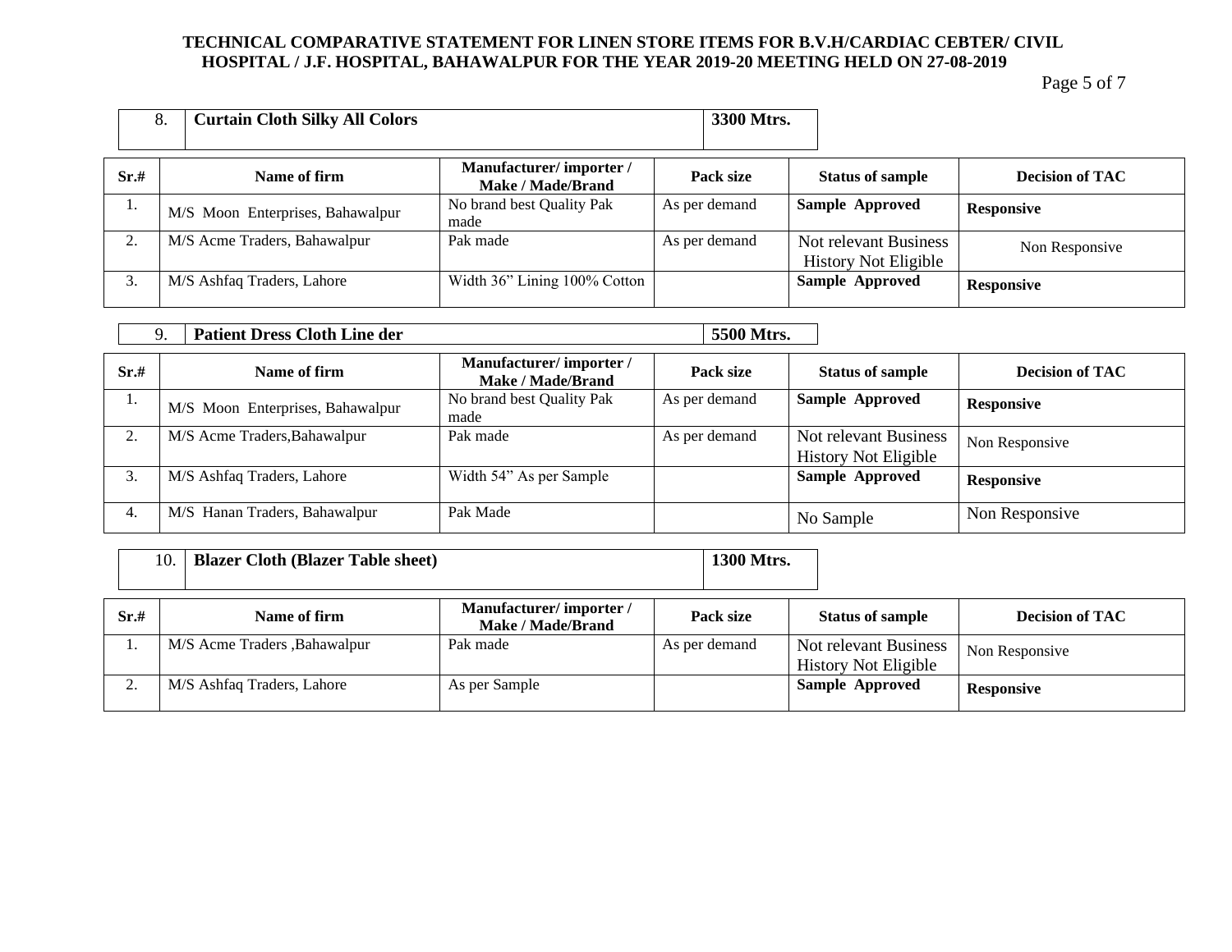# TECHNICAL COMPARATIVE STATEMENT FOR LINEN STORE ITEMS FOR B.V.H/CARDIAC CEBTER/ CIVIL HOSPITAL / J.F. HOSPITAL, BAHAWALPUR FOR THE YEAR 2019-20 MEETING HELD ON 27-08-2019

| 8. | **Curtain Cloth Silky All Colors** | **3300 Mtrs.** |
|---|---|---|

| Sr.# | Name of firm | Manufacturer/ importer / Make / Made/Brand | Pack size | Status of sample | Decision of TAC |
|---|---|---|---|---|---|
| 1. | M/S Moon Enterprises, Bahawalpur | No brand best Quality Pak made | As per demand | **Sample Approved** | **Responsive** |
| 2. | M/S Acme Traders, Bahawalpur | Pak made | As per demand | Not relevant Business History Not Eligible | Non Responsive |
| 3. | M/S Ashfaq Traders, Lahore | Width 36" Lining 100% Cotton | | **Sample Approved** | **Responsive** |

| 9. | **Patient Dress Cloth Line der** | **5500 Mtrs.** |
|---|---|---|

| Sr.# | Name of firm | Manufacturer/ importer / Make / Made/Brand | Pack size | Status of sample | Decision of TAC |
|---|---|---|---|---|---|
| 1. | M/S Moon Enterprises, Bahawalpur | No brand best Quality Pak made | As per demand | **Sample Approved** | **Responsive** |
| 2. | M/S Acme Traders,Bahawalpur | Pak made | As per demand | Not relevant Business History Not Eligible | Non Responsive |
| 3. | M/S Ashfaq Traders, Lahore | Width 54" As per Sample | | **Sample Approved** | **Responsive** |
| 4. | M/S Hanan Traders, Bahawalpur | Pak Made | | No Sample | Non Responsive |

| 10. | **Blazer Cloth (Blazer Table sheet)** | **1300 Mtrs.** |
|---|---|---|

| Sr.# | Name of firm | Manufacturer/ importer / Make / Made/Brand | Pack size | Status of sample | Decision of TAC |
|---|---|---|---|---|---|
| 1. | M/S Acme Traders ,Bahawalpur | Pak made | As per demand | Not relevant Business History Not Eligible | Non Responsive |
| 2. | M/S Ashfaq Traders, Lahore | As per Sample | | **Sample Approved** | **Responsive** |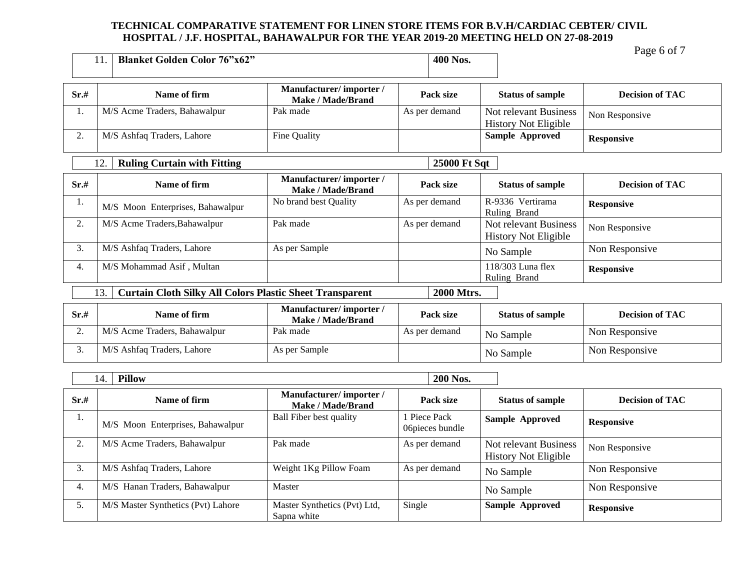**TECHNICAL COMPARATIVE STATEMENT FOR LINEN STORE ITEMS FOR B.V.H/CARDIAC CEBTER/ CIVIL HOSPITAL / J.F. HOSPITAL, BAHAWALPUR FOR THE YEAR 2019-20 MEETING HELD ON 27-08-2019**

| 11. | **Blanket Golden Color 76”x62”** | **400 Nos.** |
|---|---|---|

| Sr.# | Name of firm | Manufacturer/ importer / Make / Made/Brand | Pack size | Status of sample | Decision of TAC |
|---|---|---|---|---|---|
| 1. | M/S Acme Traders, Bahawalpur | Pak made | As per demand | Not relevant Business History Not Eligible | Non Responsive |
| 2. | M/S Ashfaq Traders, Lahore | Fine Quality | | **Sample Approved** | **Responsive** |

| 12. | **Ruling Curtain with Fitting** | **25000 Ft Sqt** |
|---|---|---|

| Sr.# | Name of firm | Manufacturer/ importer / Make / Made/Brand | Pack size | Status of sample | Decision of TAC |
|---|---|---|---|---|---|
| 1. | M/S Moon Enterprises, Bahawalpur | No brand best Quality | As per demand | R-9336 Vertirama Ruling Brand | **Responsive** |
| 2. | M/S Acme Traders,Bahawalpur | Pak made | As per demand | Not relevant Business History Not Eligible | Non Responsive |
| 3. | M/S Ashfaq Traders, Lahore | As per Sample | | No Sample | Non Responsive |
| 4. | M/S Mohammad Asif , Multan | | | 118/303 Luna flex Ruling Brand | **Responsive** |

| 13. | **Curtain Cloth Silky All Colors Plastic Sheet Transparent** | **2000 Mtrs.** |
|---|---|---|

| Sr.# | Name of firm | Manufacturer/ importer / Make / Made/Brand | Pack size | Status of sample | Decision of TAC |
|---|---|---|---|---|---|
| 2. | M/S Acme Traders, Bahawalpur | Pak made | As per demand | No Sample | Non Responsive |
| 3. | M/S Ashfaq Traders, Lahore | As per Sample | | No Sample | Non Responsive |

| 14. | **Pillow** | **200 Nos.** |
|---|---|---|

| Sr.# | Name of firm | Manufacturer/ importer / Make / Made/Brand | Pack size | Status of sample | Decision of TAC |
|---|---|---|---|---|---|
| 1. | M/S Moon Enterprises, Bahawalpur | Ball Fiber best quality | 1 Piece Pack 06pieces bundle | **Sample Approved** | **Responsive** |
| 2. | M/S Acme Traders, Bahawalpur | Pak made | As per demand | Not relevant Business History Not Eligible | Non Responsive |
| 3. | M/S Ashfaq Traders, Lahore | Weight 1Kg Pillow Foam | As per demand | No Sample | Non Responsive |
| 4. | M/S Hanan Traders, Bahawalpur | Master | | No Sample | Non Responsive |
| 5. | M/S Master Synthetics (Pvt) Lahore | Master Synthetics (Pvt) Ltd, Sapna white | Single | **Sample Approved** | **Responsive** |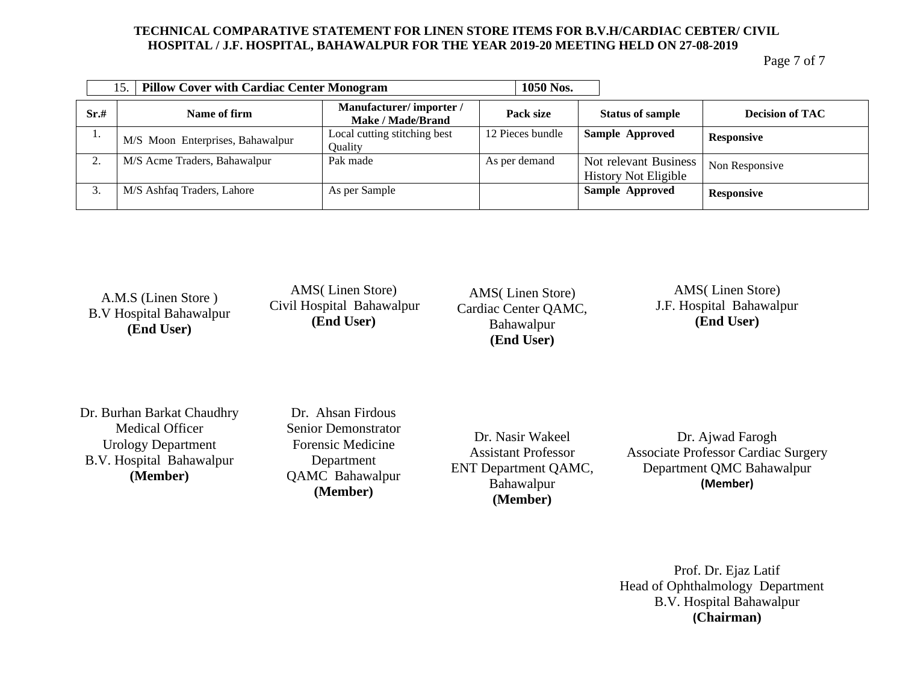**TECHNICAL COMPARATIVE STATEMENT FOR LINEN STORE ITEMS FOR B.V.H/CARDIAC CEBTER/ CIVIL HOSPITAL / J.F. HOSPITAL, BAHAWALPUR FOR THE YEAR 2019-20 MEETING HELD ON 27-08-2019**

| 15. | **Pillow Cover with Cardiac Center Monogram** | **1050 Nos.** |
|---|---|---|

| **Sr.#** | **Name of firm** | **Manufacturer/ importer / Make / Made/Brand** | **Pack size** | **Status of sample** | **Decision of TAC** |
|---|---|---|---|---|---|
| 1. | M/S Moon Enterprises, Bahawalpur | Local cutting stitching best Quality | 12 Pieces bundle | **Sample Approved** | **Responsive** |
| 2. | M/S Acme Traders, Bahawalpur | Pak made | As per demand | Not relevant Business History Not Eligible | Non Responsive |
| 3. | M/S Ashfaq Traders, Lahore | As per Sample | | **Sample Approved** | **Responsive** |

A.M.S (Linen Store )
B.V Hospital Bahawalpur
**(End User)**

AMS( Linen Store)
Civil Hospital Bahawalpur
**(End User)**

AMS( Linen Store)
Cardiac Center QAMC, Bahawalpur
**(End User)**

AMS( Linen Store)
J.F. Hospital Bahawalpur
**(End User)**

Dr. Burhan Barkat Chaudhry
Medical Officer
Urology Department
B.V. Hospital Bahawalpur
**(Member)**

Dr. Ahsan Firdous
Senior Demonstrator
Forensic Medicine Department
QAMC Bahawalpur
**(Member)**

Dr. Nasir Wakeel
Assistant Professor
ENT Department QAMC, Bahawalpur
**(Member)**

Dr. Ajwad Farogh
Associate Professor Cardiac Surgery Department QMC Bahawalpur
**(Member)**

Prof. Dr. Ejaz Latif
Head of Ophthalmology Department
B.V. Hospital Bahawalpur
**(Chairman)**